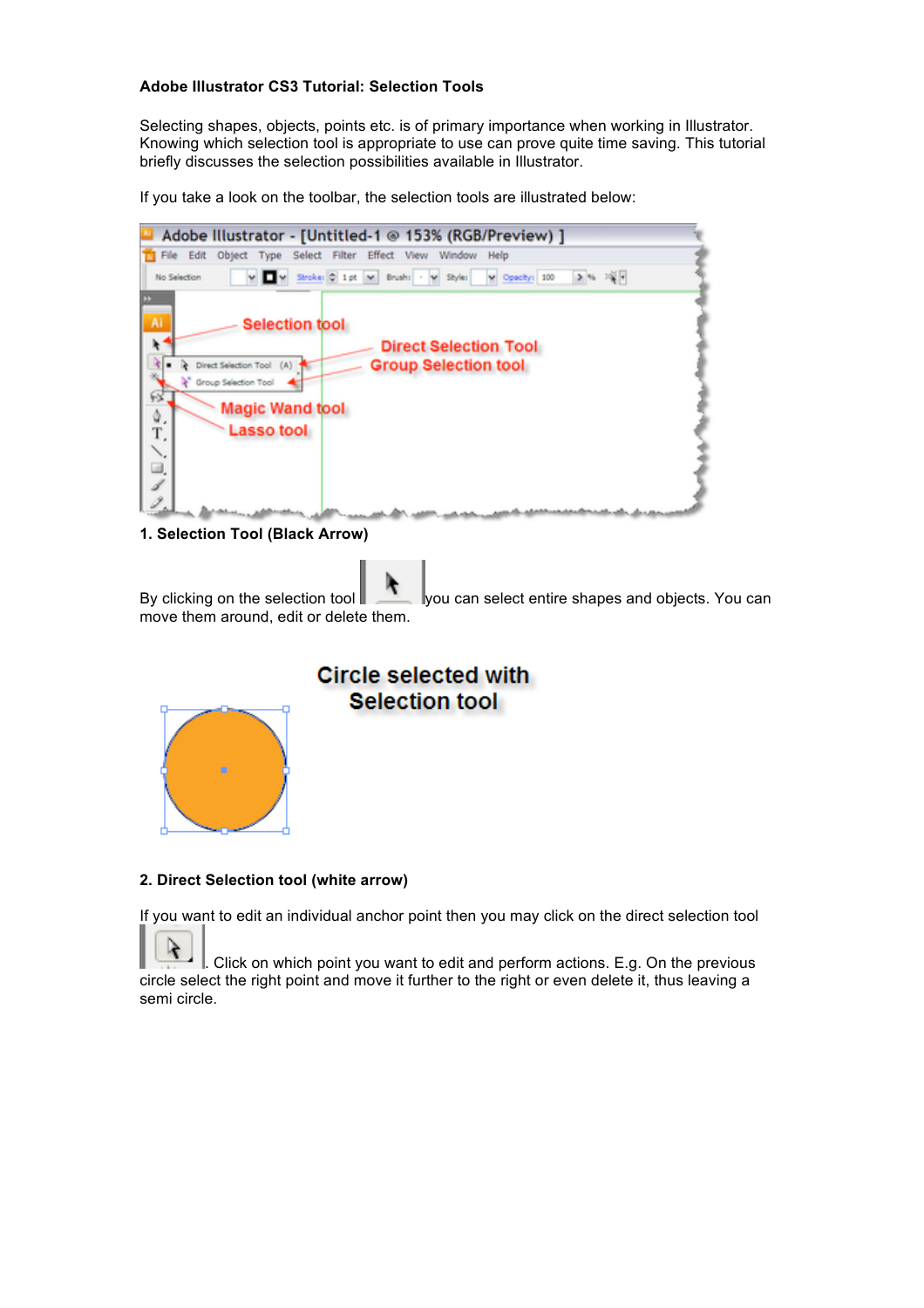**Adobe Illustrator CS3 Tutorial: Selection Tools**

Selecting shapes, objects, points etc. is of primary importance when working in Illustrator. Knowing which selection tool is appropriate to use can prove quite time saving. This tutorial briefly discusses the selection possibilities available in Illustrator.

If you take a look on the toolbar, the selection tools are illustrated below:

**1. Selection Tool (Black Arrow)**

By clicking on the selection tool you can select entire shapes and objects. You can move them around, edit or delete them.

**2. Direct Selection tool (white arrow)**

If you want to edit an individual anchor point then you may click on the direct selection tool . Click on which point you want to edit and perform actions. E.g. On the previous circle select the right point and move it further to the right or even delete it, thus leaving a semi circle.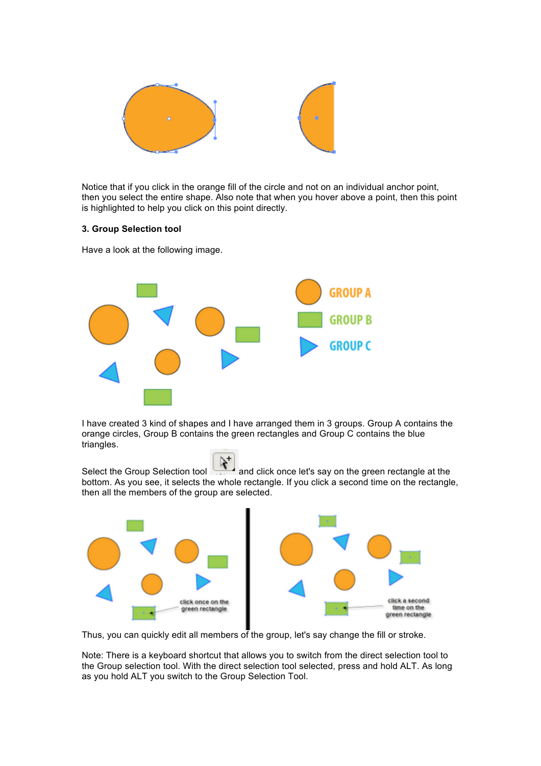Notice that if you click in the orange fill of the circle and not on an individual anchor point, then you select the entire shape. Also note that when you hover above a point, then this point is highlighted to help you click on this point directly.

**3. Group Selection tool**

Have a look at the following image.

I have created 3 kind of shapes and I have arranged them in 3 groups. Group A contains the orange circles, Group B contains the green rectangles and Group C contains the blue triangles.

Select the Group Selection tool and click once let's say on the green rectangle at the bottom. As you see, it selects the whole rectangle. If you click a second time on the rectangle, then all the members of the group are selected.

Thus, you can quickly edit all members of the group, let's say change the fill or stroke.

Note: There is a keyboard shortcut that allows you to switch from the direct selection tool to the Group selection tool. With the direct selection tool selected, press and hold ALT. As long as you hold ALT you switch to the Group Selection Tool.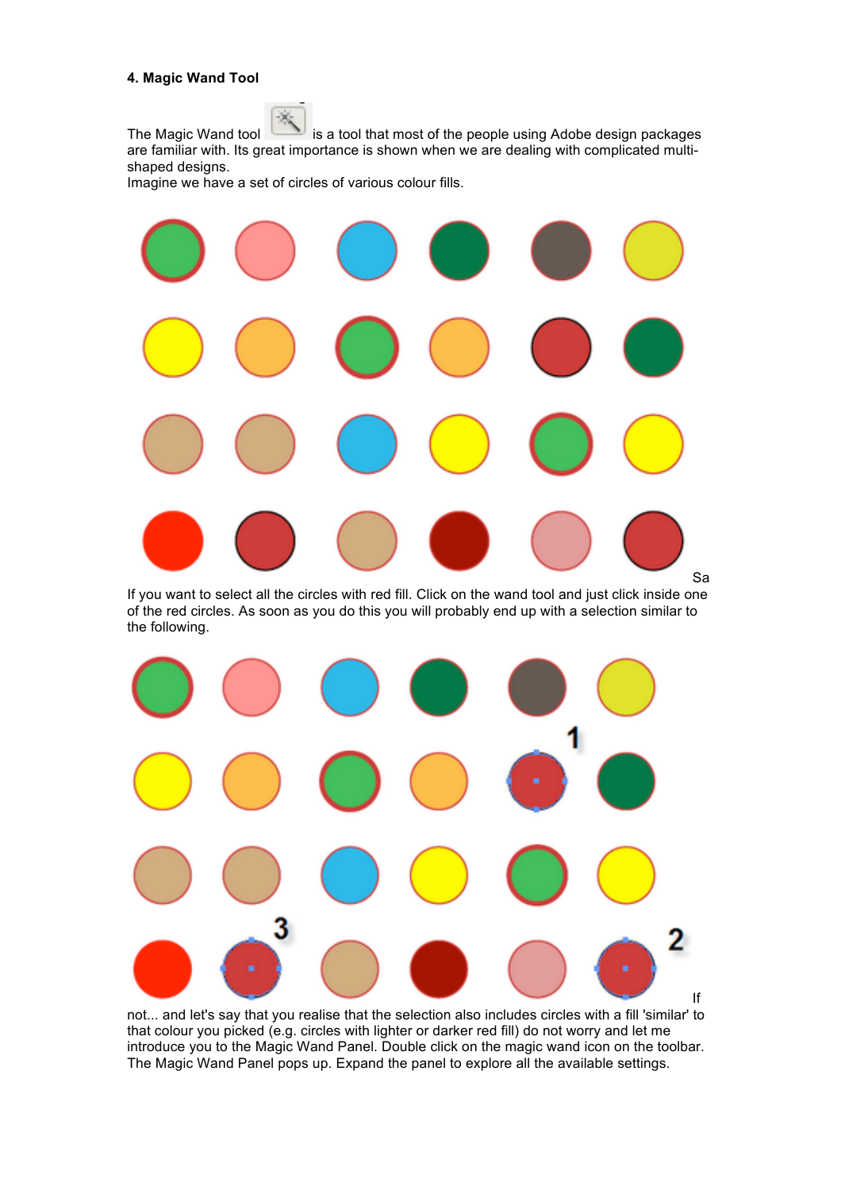**4. Magic Wand Tool**

The Magic Wand tool is a tool that most of the people using Adobe design packages are familiar with. Its great importance is shown when we are dealing with complicated multi-shaped designs.
Imagine we have a set of circles of various colour fills.

Sa
If you want to select all the circles with red fill. Click on the wand tool and just click inside one of the red circles. As soon as you do this you will probably end up with a selection similar to the following.

If not... and let's say that you realise that the selection also includes circles with a fill 'similar' to that colour you picked (e.g. circles with lighter or darker red fill) do not worry and let me introduce you to the Magic Wand Panel. Double click on the magic wand icon on the toolbar. The Magic Wand Panel pops up. Expand the panel to explore all the available settings.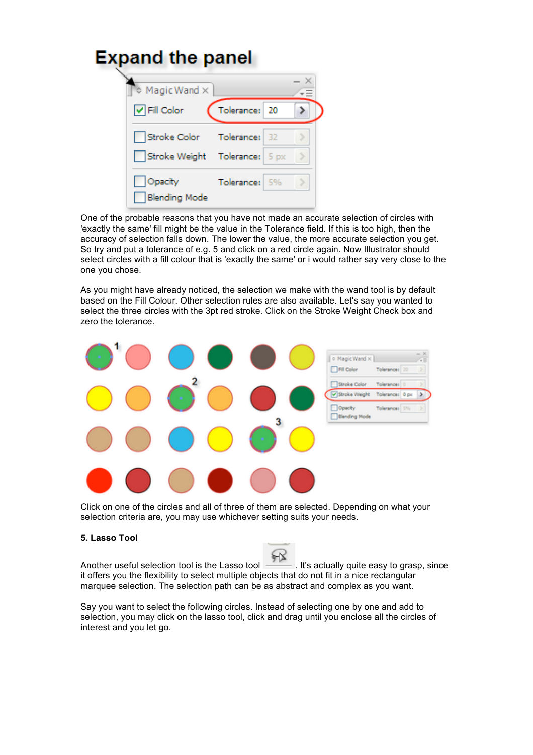## Expand the panel

One of the probable reasons that you have not made an accurate selection of circles with 'exactly the same' fill might be the value in the Tolerance field. If this is too high, then the accuracy of selection falls down. The lower the value, the more accurate selection you get. So try and put a tolerance of e.g. 5 and click on a red circle again. Now Illustrator should select circles with a fill colour that is 'exactly the same' or i would rather say very close to the one you chose.

As you might have already noticed, the selection we make with the wand tool is by default based on the Fill Colour. Other selection rules are also available. Let's say you wanted to select the three circles with the 3pt red stroke. Click on the Stroke Weight Check box and zero the tolerance.

Click on one of the circles and all of three of them are selected. Depending on what your selection criteria are, you may use whichever setting suits your needs.

**5. Lasso Tool**

Another useful selection tool is the Lasso tool . It's actually quite easy to grasp, since it offers you the flexibility to select multiple objects that do not fit in a nice rectangular marquee selection. The selection path can be as abstract and complex as you want.

Say you want to select the following circles. Instead of selecting one by one and add to selection, you may click on the lasso tool, click and drag until you enclose all the circles of interest and you let go.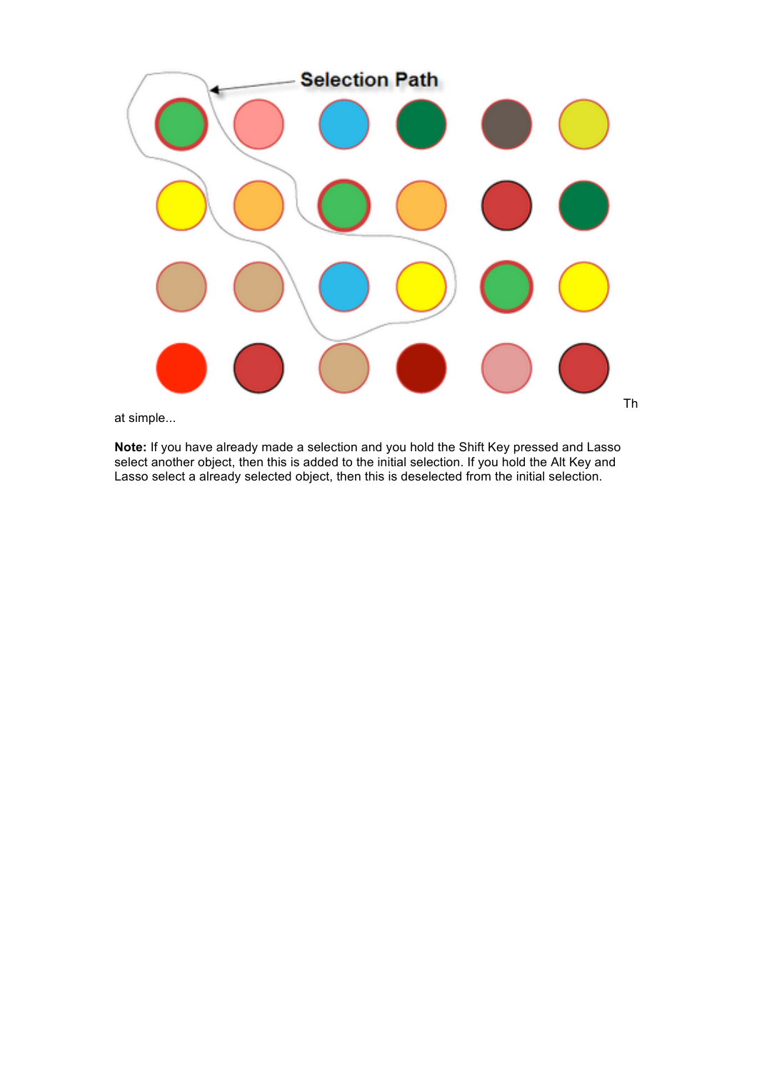Selection Path

That simple...

**Note:** If you have already made a selection and you hold the Shift Key pressed and Lasso select another object, then this is added to the initial selection. If you hold the Alt Key and Lasso select a already selected object, then this is deselected from the initial selection.